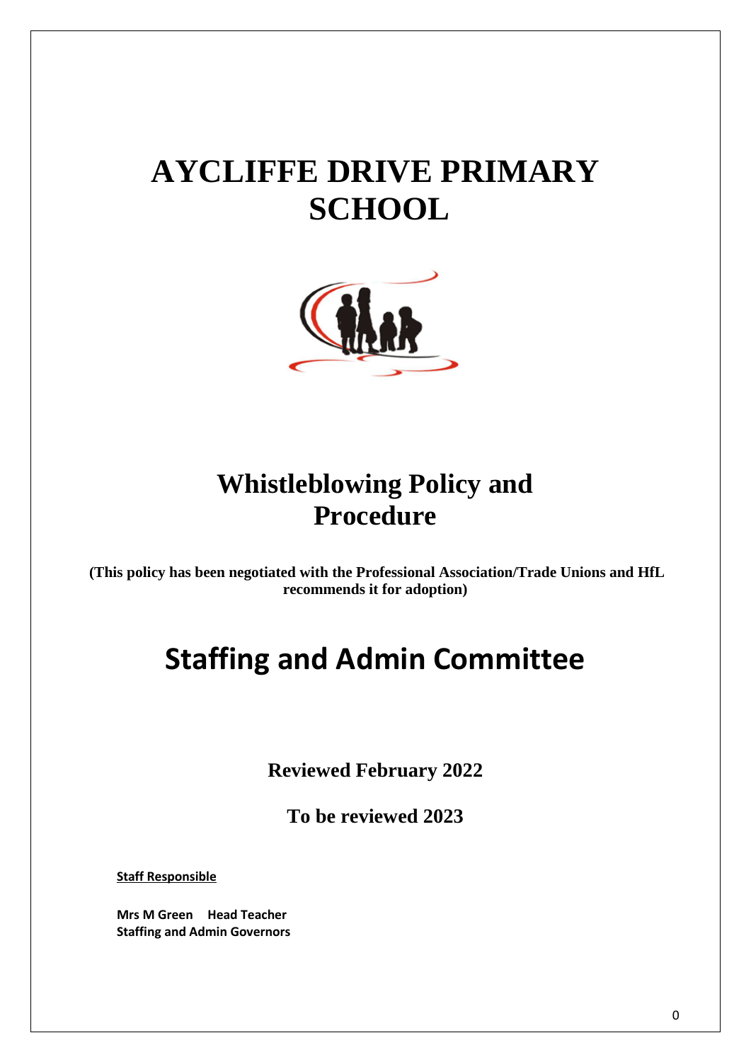# AYCLIFFE DRIVE PRIMARY SCHOOL

# Whistleblowing Policy and Procedure

**(This policy has been negotiated with the Professional Association/Trade Unions and HfL recommends it for adoption)**

# Staffing and Admin Committee

**Reviewed February 2022**

**To be reviewed 2023**

**Staff Responsible**

**Mrs M Green Head Teacher**
**Staffing and Admin Governors**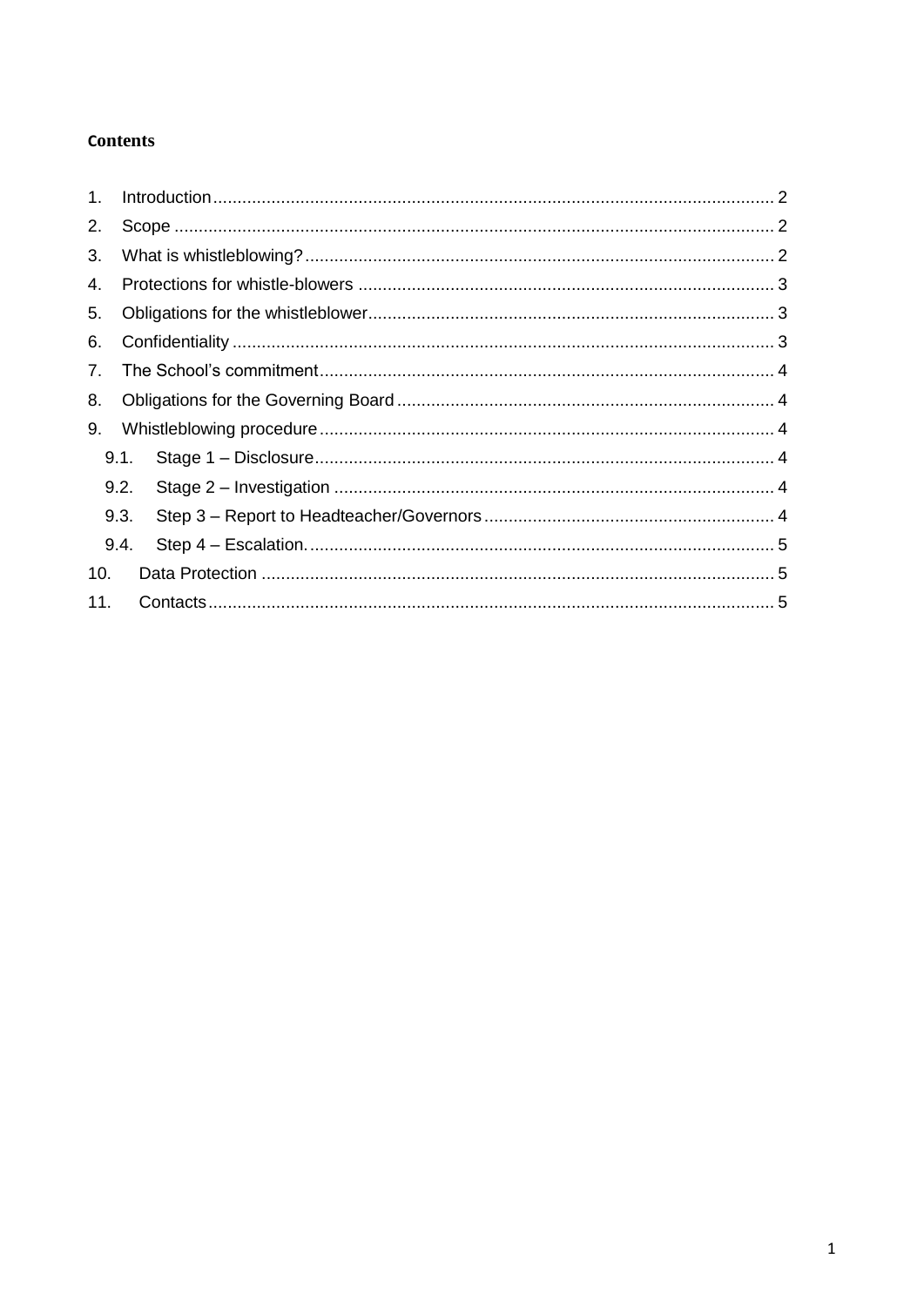**Contents**

1. Introduction ........................................................................................................ 2
2. Scope ................................................................................................................ 2
3. What is whistleblowing? .................................................................................... 2
4. Protections for whistle-blowers ......................................................................... 3
5. Obligations for the whistleblower ...................................................................... 3
6. Confidentiality .................................................................................................... 3
7. The School's commitment ................................................................................. 4
8. Obligations for the Governing Board ................................................................. 4
9. Whistleblowing procedure ................................................................................. 4
   - 9.1. Stage 1 – Disclosure ................................................................................ 4
   - 9.2. Stage 2 – Investigation ............................................................................ 4
   - 9.3. Step 3 – Report to Headteacher/Governors ............................................. 4
   - 9.4. Step 4 – Escalation. ................................................................................. 5
10. Data Protection ................................................................................................ 5
11. Contacts ........................................................................................................... 5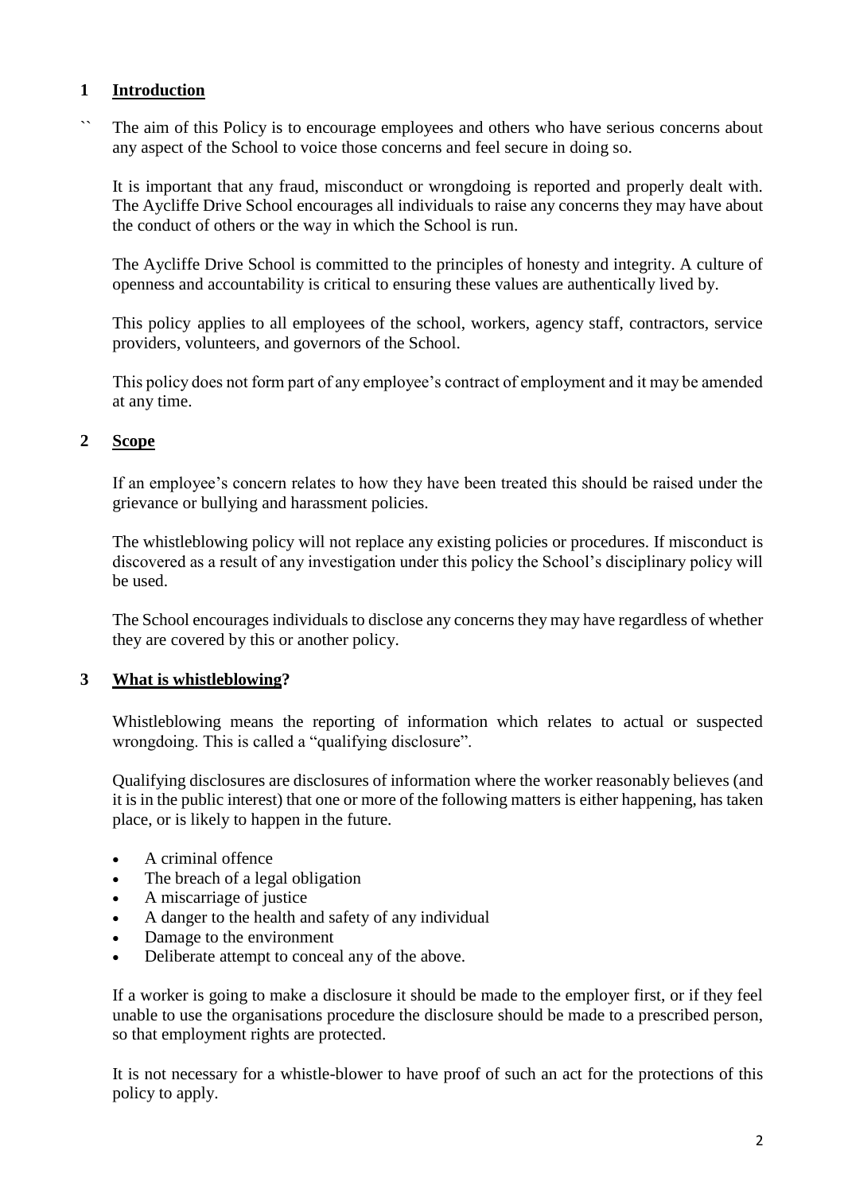## 1 Introduction

`` The aim of this Policy is to encourage employees and others who have serious concerns about any aspect of the School to voice those concerns and feel secure in doing so.

It is important that any fraud, misconduct or wrongdoing is reported and properly dealt with. The Aycliffe Drive School encourages all individuals to raise any concerns they may have about the conduct of others or the way in which the School is run.

The Aycliffe Drive School is committed to the principles of honesty and integrity. A culture of openness and accountability is critical to ensuring these values are authentically lived by.

This policy applies to all employees of the school, workers, agency staff, contractors, service providers, volunteers, and governors of the School.

This policy does not form part of any employee's contract of employment and it may be amended at any time.

## 2 Scope

If an employee's concern relates to how they have been treated this should be raised under the grievance or bullying and harassment policies.

The whistleblowing policy will not replace any existing policies or procedures. If misconduct is discovered as a result of any investigation under this policy the School's disciplinary policy will be used.

The School encourages individuals to disclose any concerns they may have regardless of whether they are covered by this or another policy.

## 3 What is whistleblowing?

Whistleblowing means the reporting of information which relates to actual or suspected wrongdoing. This is called a "qualifying disclosure".

Qualifying disclosures are disclosures of information where the worker reasonably believes (and it is in the public interest) that one or more of the following matters is either happening, has taken place, or is likely to happen in the future.

- A criminal offence
- The breach of a legal obligation
- A miscarriage of justice
- A danger to the health and safety of any individual
- Damage to the environment
- Deliberate attempt to conceal any of the above.

If a worker is going to make a disclosure it should be made to the employer first, or if they feel unable to use the organisations procedure the disclosure should be made to a prescribed person, so that employment rights are protected.

It is not necessary for a whistle-blower to have proof of such an act for the protections of this policy to apply.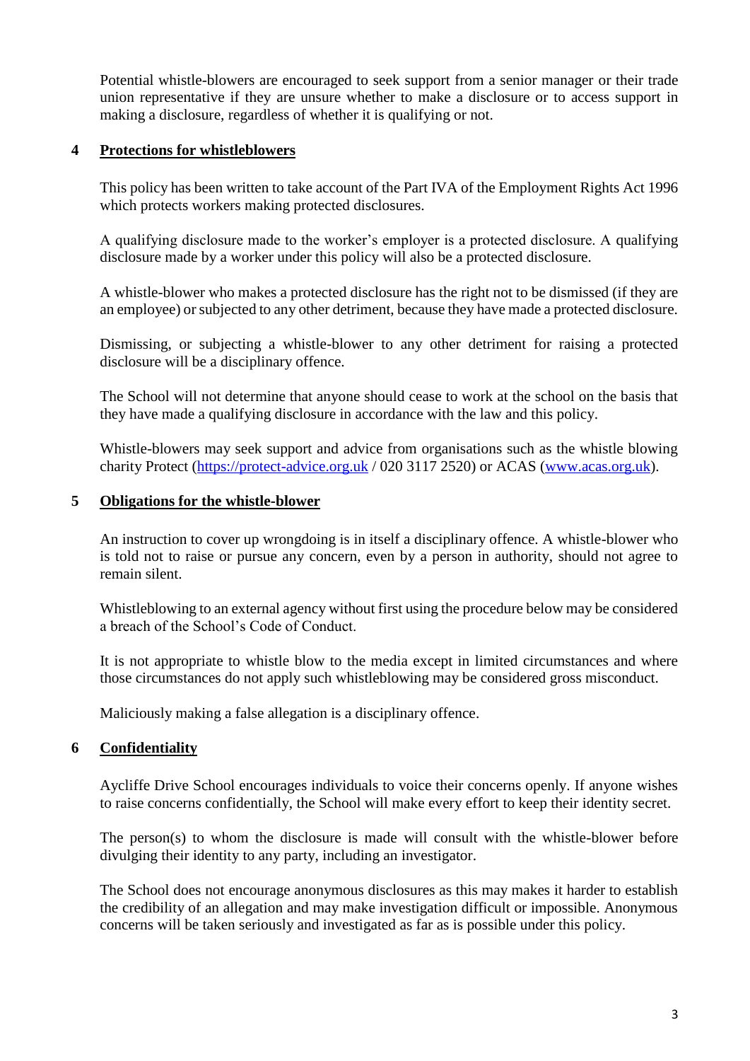Potential whistle-blowers are encouraged to seek support from a senior manager or their trade union representative if they are unsure whether to make a disclosure or to access support in making a disclosure, regardless of whether it is qualifying or not.

## 4 Protections for whistleblowers

This policy has been written to take account of the Part IVA of the Employment Rights Act 1996 which protects workers making protected disclosures.

A qualifying disclosure made to the worker's employer is a protected disclosure. A qualifying disclosure made by a worker under this policy will also be a protected disclosure.

A whistle-blower who makes a protected disclosure has the right not to be dismissed (if they are an employee) or subjected to any other detriment, because they have made a protected disclosure.

Dismissing, or subjecting a whistle-blower to any other detriment for raising a protected disclosure will be a disciplinary offence.

The School will not determine that anyone should cease to work at the school on the basis that they have made a qualifying disclosure in accordance with the law and this policy.

Whistle-blowers may seek support and advice from organisations such as the whistle blowing charity Protect (https://protect-advice.org.uk / 020 3117 2520) or ACAS (www.acas.org.uk).

## 5 Obligations for the whistle-blower

An instruction to cover up wrongdoing is in itself a disciplinary offence. A whistle-blower who is told not to raise or pursue any concern, even by a person in authority, should not agree to remain silent.

Whistleblowing to an external agency without first using the procedure below may be considered a breach of the School's Code of Conduct.

It is not appropriate to whistle blow to the media except in limited circumstances and where those circumstances do not apply such whistleblowing may be considered gross misconduct.

Maliciously making a false allegation is a disciplinary offence.

## 6 Confidentiality

Aycliffe Drive School encourages individuals to voice their concerns openly. If anyone wishes to raise concerns confidentially, the School will make every effort to keep their identity secret.

The person(s) to whom the disclosure is made will consult with the whistle-blower before divulging their identity to any party, including an investigator.

The School does not encourage anonymous disclosures as this may makes it harder to establish the credibility of an allegation and may make investigation difficult or impossible. Anonymous concerns will be taken seriously and investigated as far as is possible under this policy.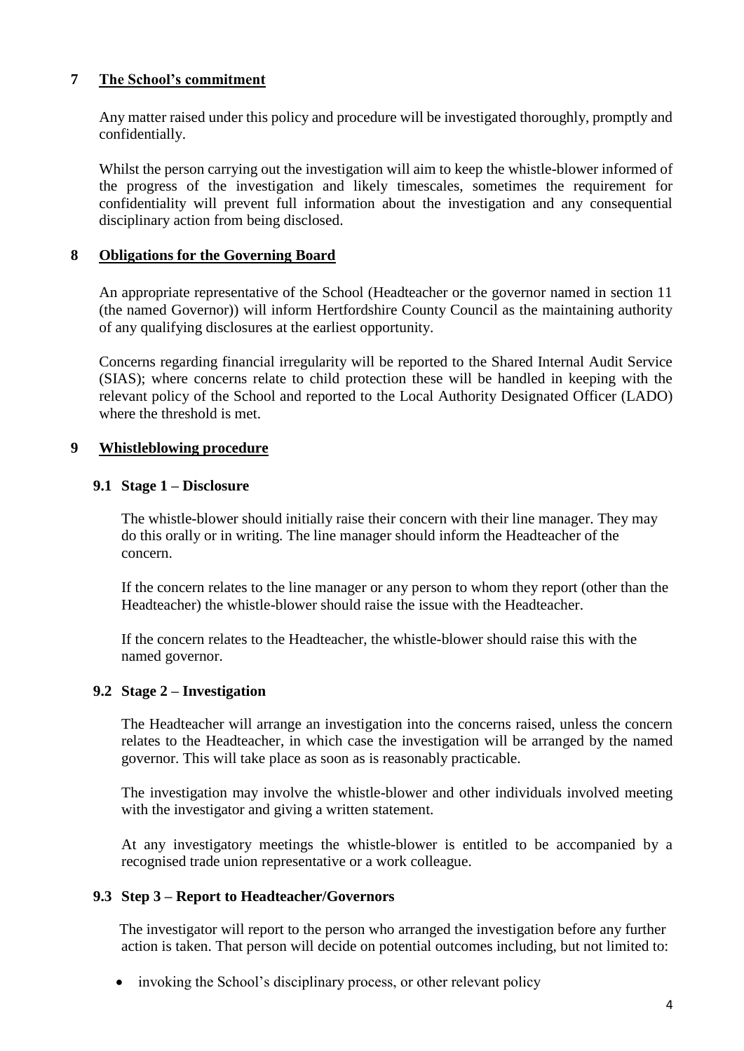## 7 The School's commitment

Any matter raised under this policy and procedure will be investigated thoroughly, promptly and confidentially.

Whilst the person carrying out the investigation will aim to keep the whistle-blower informed of the progress of the investigation and likely timescales, sometimes the requirement for confidentiality will prevent full information about the investigation and any consequential disciplinary action from being disclosed.

## 8 Obligations for the Governing Board

An appropriate representative of the School (Headteacher or the governor named in section 11 (the named Governor)) will inform Hertfordshire County Council as the maintaining authority of any qualifying disclosures at the earliest opportunity.

Concerns regarding financial irregularity will be reported to the Shared Internal Audit Service (SIAS); where concerns relate to child protection these will be handled in keeping with the relevant policy of the School and reported to the Local Authority Designated Officer (LADO) where the threshold is met.

## 9 Whistleblowing procedure

### 9.1 Stage 1 – Disclosure

The whistle-blower should initially raise their concern with their line manager. They may do this orally or in writing. The line manager should inform the Headteacher of the concern.

If the concern relates to the line manager or any person to whom they report (other than the Headteacher) the whistle-blower should raise the issue with the Headteacher.

If the concern relates to the Headteacher, the whistle-blower should raise this with the named governor.

### 9.2 Stage 2 – Investigation

The Headteacher will arrange an investigation into the concerns raised, unless the concern relates to the Headteacher, in which case the investigation will be arranged by the named governor. This will take place as soon as is reasonably practicable.

The investigation may involve the whistle-blower and other individuals involved meeting with the investigator and giving a written statement.

At any investigatory meetings the whistle-blower is entitled to be accompanied by a recognised trade union representative or a work colleague.

### 9.3 Step 3 – Report to Headteacher/Governors

The investigator will report to the person who arranged the investigation before any further action is taken. That person will decide on potential outcomes including, but not limited to:

- invoking the School's disciplinary process, or other relevant policy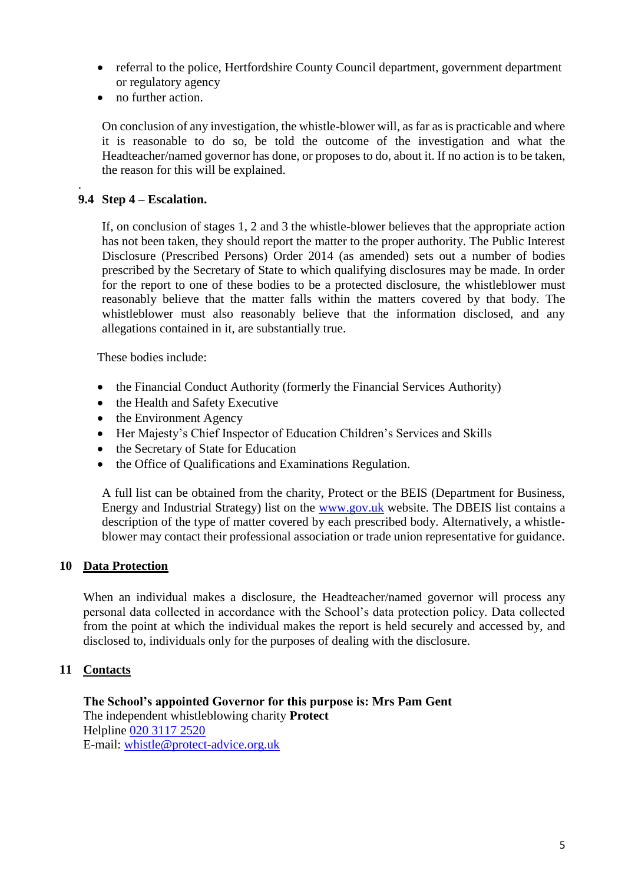- referral to the police, Hertfordshire County Council department, government department or regulatory agency
- no further action.

On conclusion of any investigation, the whistle-blower will, as far as is practicable and where it is reasonable to do so, be told the outcome of the investigation and what the Headteacher/named governor has done, or proposes to do, about it. If no action is to be taken, the reason for this will be explained.

### 9.4 Step 4 – Escalation.

If, on conclusion of stages 1, 2 and 3 the whistle-blower believes that the appropriate action has not been taken, they should report the matter to the proper authority. The Public Interest Disclosure (Prescribed Persons) Order 2014 (as amended) sets out a number of bodies prescribed by the Secretary of State to which qualifying disclosures may be made. In order for the report to one of these bodies to be a protected disclosure, the whistleblower must reasonably believe that the matter falls within the matters covered by that body. The whistleblower must also reasonably believe that the information disclosed, and any allegations contained in it, are substantially true.

These bodies include:

- the Financial Conduct Authority (formerly the Financial Services Authority)
- the Health and Safety Executive
- the Environment Agency
- Her Majesty's Chief Inspector of Education Children's Services and Skills
- the Secretary of State for Education
- the Office of Qualifications and Examinations Regulation.

A full list can be obtained from the charity, Protect or the BEIS (Department for Business, Energy and Industrial Strategy) list on the [www.gov.uk](http://www.gov.uk) website. The DBEIS list contains a description of the type of matter covered by each prescribed body. Alternatively, a whistle-blower may contact their professional association or trade union representative for guidance.

## 10 Data Protection

When an individual makes a disclosure, the Headteacher/named governor will process any personal data collected in accordance with the School's data protection policy. Data collected from the point at which the individual makes the report is held securely and accessed by, and disclosed to, individuals only for the purposes of dealing with the disclosure.

## 11 Contacts

**The School's appointed Governor for this purpose is: Mrs Pam Gent**
The independent whistleblowing charity **Protect**
Helpline [020 3117 2520](tel:02031172520)
E-mail: [whistle@protect-advice.org.uk](mailto:whistle@protect-advice.org.uk)